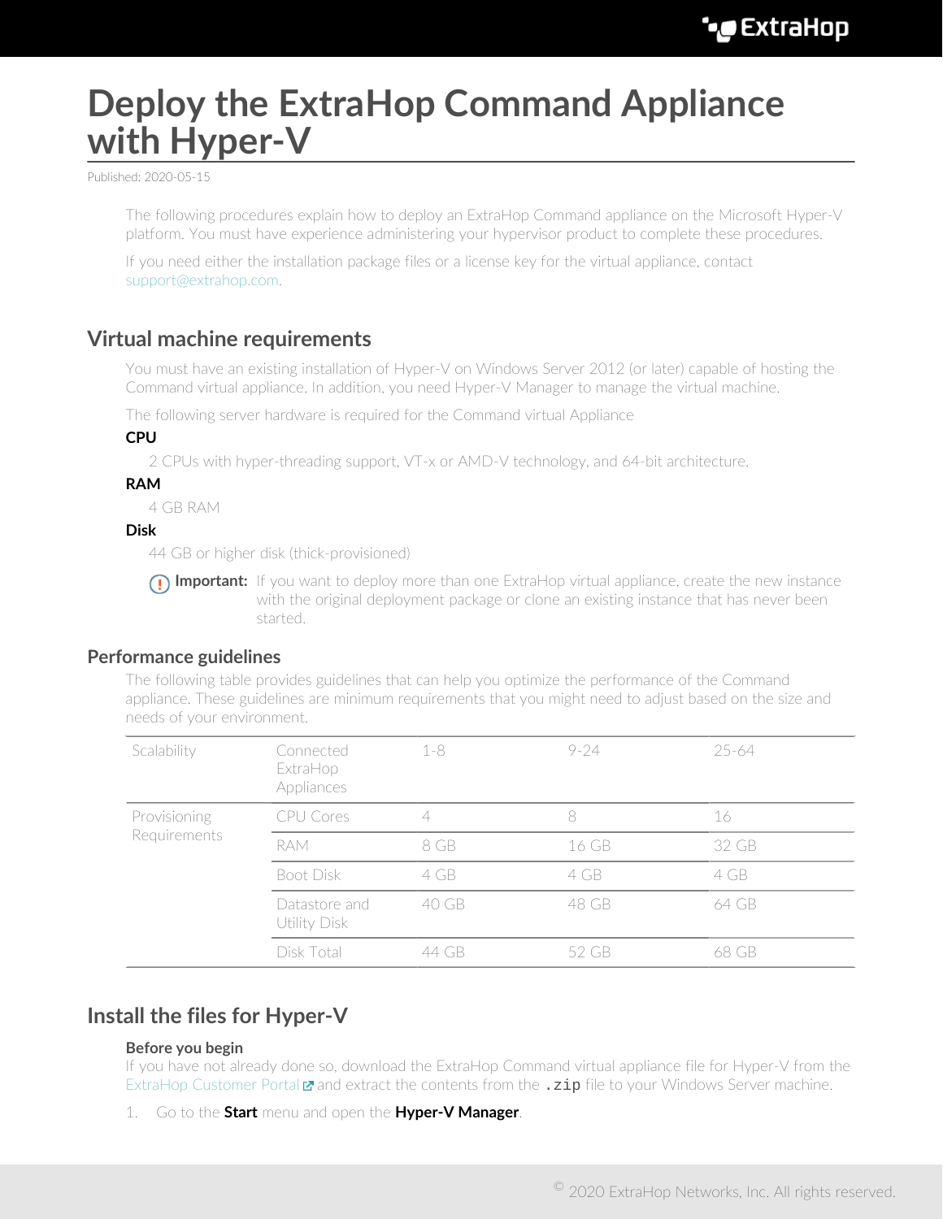# Deploy the ExtraHop Command Appliance with Hyper-V

Published: 2020-05-15

The following procedures explain how to deploy an ExtraHop Command appliance on the Microsoft Hyper-V platform. You must have experience administering your hypervisor product to complete these procedures.

If you need either the installation package files or a license key for the virtual appliance, contact support@extrahop.com.

## Virtual machine requirements

You must have an existing installation of Hyper-V on Windows Server 2012 (or later) capable of hosting the Command virtual appliance. In addition, you need Hyper-V Manager to manage the virtual machine.

The following server hardware is required for the Command virtual Appliance

**CPU**

2 CPUs with hyper-threading support, VT-x or AMD-V technology, and 64-bit architecture.

**RAM**

4 GB RAM

**Disk**

44 GB or higher disk (thick-provisioned)

**Important:** If you want to deploy more than one ExtraHop virtual appliance, create the new instance with the original deployment package or clone an existing instance that has never been started.

### Performance guidelines

The following table provides guidelines that can help you optimize the performance of the Command appliance. These guidelines are minimum requirements that you might need to adjust based on the size and needs of your environment.

| Scalability | Connected ExtraHop Appliances | 1-8 | 9-24 | 25-64 |
|---|---|---|---|---|
| Provisioning Requirements | CPU Cores | 4 | 8 | 16 |
| | RAM | 8 GB | 16 GB | 32 GB |
| | Boot Disk | 4 GB | 4 GB | 4 GB |
| | Datastore and Utility Disk | 40 GB | 48 GB | 64 GB |
| | Disk Total | 44 GB | 52 GB | 68 GB |

## Install the files for Hyper-V

**Before you begin**

If you have not already done so, download the ExtraHop Command virtual appliance file for Hyper-V from the ExtraHop Customer Portal and extract the contents from the `.zip` file to your Windows Server machine.

1. Go to the **Start** menu and open the **Hyper-V Manager**.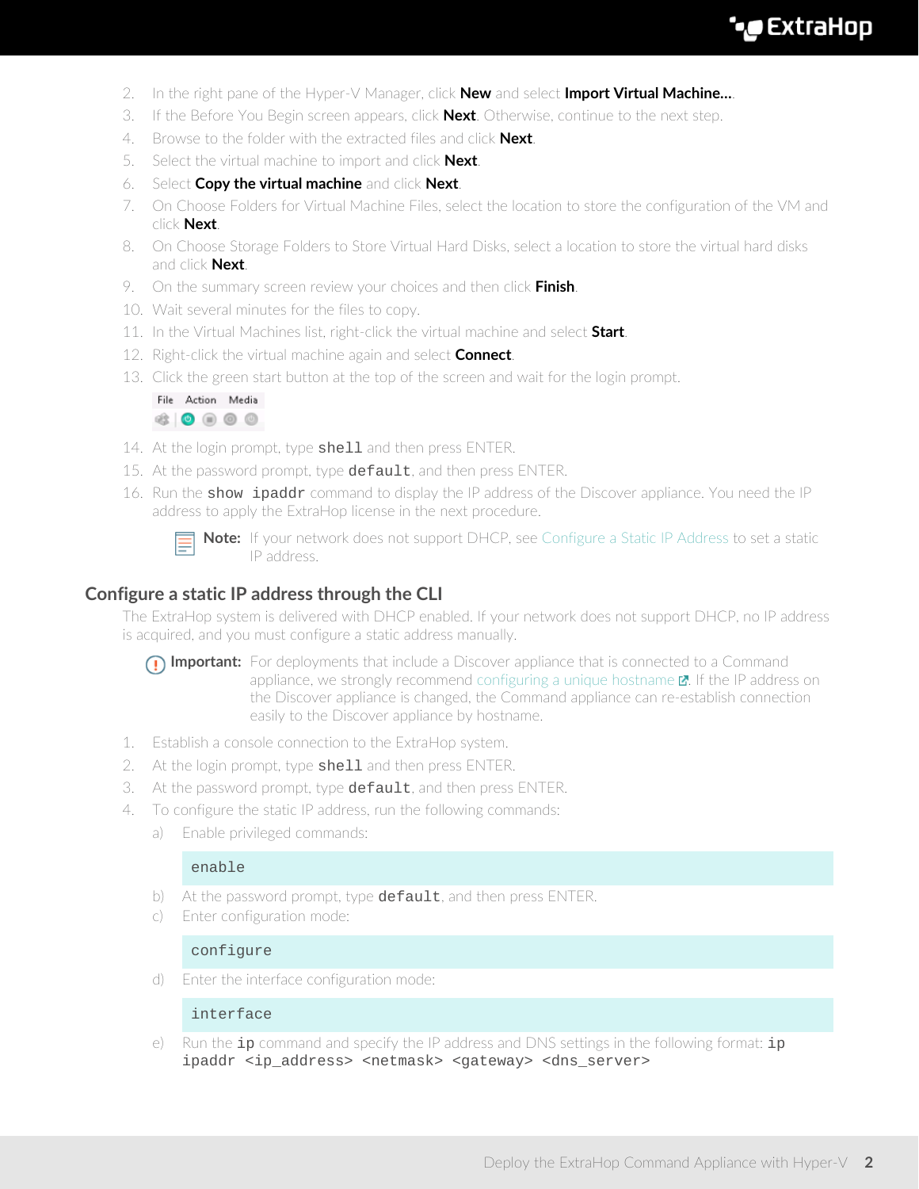2. In the right pane of the Hyper-V Manager, click **New** and select **Import Virtual Machine...**.
3. If the Before You Begin screen appears, click **Next**. Otherwise, continue to the next step.
4. Browse to the folder with the extracted files and click **Next**.
5. Select the virtual machine to import and click **Next**.
6. Select **Copy the virtual machine** and click **Next**.
7. On Choose Folders for Virtual Machine Files, select the location to store the configuration of the VM and click **Next**.
8. On Choose Storage Folders to Store Virtual Hard Disks, select a location to store the virtual hard disks and click **Next**.
9. On the summary screen review your choices and then click **Finish**.
10. Wait several minutes for the files to copy.
11. In the Virtual Machines list, right-click the virtual machine and select **Start**.
12. Right-click the virtual machine again and select **Connect**.
13. Click the green start button at the top of the screen and wait for the login prompt.
14. At the login prompt, type `shell` and then press ENTER.
15. At the password prompt, type `default`, and then press ENTER.
16. Run the `show ipaddr` command to display the IP address of the Discover appliance. You need the IP address to apply the ExtraHop license in the next procedure.

    **Note:** If your network does not support DHCP, see Configure a Static IP Address to set a static IP address.

## Configure a static IP address through the CLI

The ExtraHop system is delivered with DHCP enabled. If your network does not support DHCP, no IP address is acquired, and you must configure a static address manually.

**Important:** For deployments that include a Discover appliance that is connected to a Command appliance, we strongly recommend configuring a unique hostname. If the IP address on the Discover appliance is changed, the Command appliance can re-establish connection easily to the Discover appliance by hostname.

1. Establish a console connection to the ExtraHop system.
2. At the login prompt, type `shell` and then press ENTER.
3. At the password prompt, type `default`, and then press ENTER.
4. To configure the static IP address, run the following commands:
   a) Enable privileged commands:

   ```
   enable
   ```

   b) At the password prompt, type `default`, and then press ENTER.
   c) Enter configuration mode:

   ```
   configure
   ```

   d) Enter the interface configuration mode:

   ```
   interface
   ```

   e) Run the `ip` command and specify the IP address and DNS settings in the following format: `ip ipaddr <ip_address> <netmask> <gateway> <dns_server>`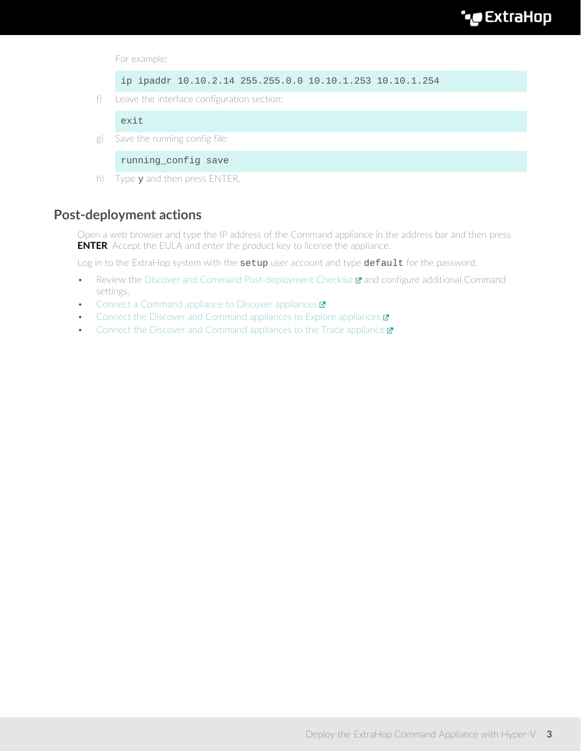For example:

```
ip ipaddr 10.10.2.14 255.255.0.0 10.10.1.253 10.10.1.254
```

f) Leave the interface configuration section:

```
exit
```

g) Save the running config file:

```
running_config save
```

h) Type **y** and then press ENTER.

## Post-deployment actions

Open a web browser and type the IP address of the Command appliance in the address bar and then press **ENTER**. Accept the EULA and enter the product key to license the appliance.

Log in to the ExtraHop system with the `setup` user account and type `default` for the password.

- Review the Discover and Command Post-deployment Checklist and configure additional Command settings.
- Connect a Command appliance to Discover appliances
- Connect the Discover and Command appliances to Explore appliances
- Connect the Discover and Command appliances to the Trace appliance